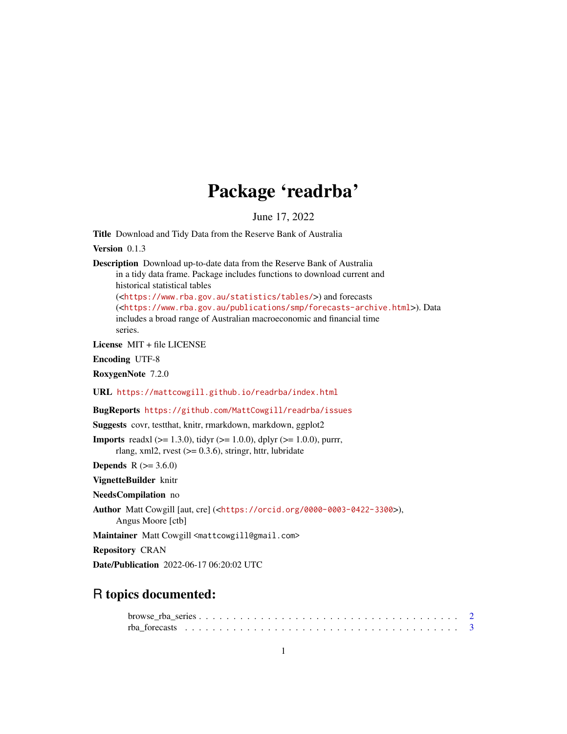# Package 'readrba'

June 17, 2022

**Title** Download and Tidy Data from the Reserve Bank of Australia

**Version** 0.1.3

**Description** Download up-to-date data from the Reserve Bank of Australia in a tidy data frame. Package includes functions to download current and historical statistical tables (<https://www.rba.gov.au/statistics/tables/>) and forecasts (<https://www.rba.gov.au/publications/smp/forecasts-archive.html>). Data includes a broad range of Australian macroeconomic and financial time series.

**License** MIT + file LICENSE

**Encoding** UTF-8

**RoxygenNote** 7.2.0

**URL** https://mattcowgill.github.io/readrba/index.html

**BugReports** https://github.com/MattCowgill/readrba/issues

**Suggests** covr, testthat, knitr, rmarkdown, markdown, ggplot2

**Imports** readxl (>= 1.3.0), tidyr (>= 1.0.0), dplyr (>= 1.0.0), purrr, rlang, xml2, rvest (>= 0.3.6), stringr, httr, lubridate

**Depends** R (>= 3.6.0)

**VignetteBuilder** knitr

**NeedsCompilation** no

**Author** Matt Cowgill [aut, cre] (<https://orcid.org/0000-0003-0422-3300>), Angus Moore [ctb]

**Maintainer** Matt Cowgill <mattcowgill@gmail.com>

**Repository** CRAN

**Date/Publication** 2022-06-17 06:20:02 UTC

## R topics documented:

browse_rba_series . . . . . . . . . . . . . . . . . . . . . . . . . . . . . . . . . . . . . . 2
rba_forecasts . . . . . . . . . . . . . . . . . . . . . . . . . . . . . . . . . . . . . . . . 3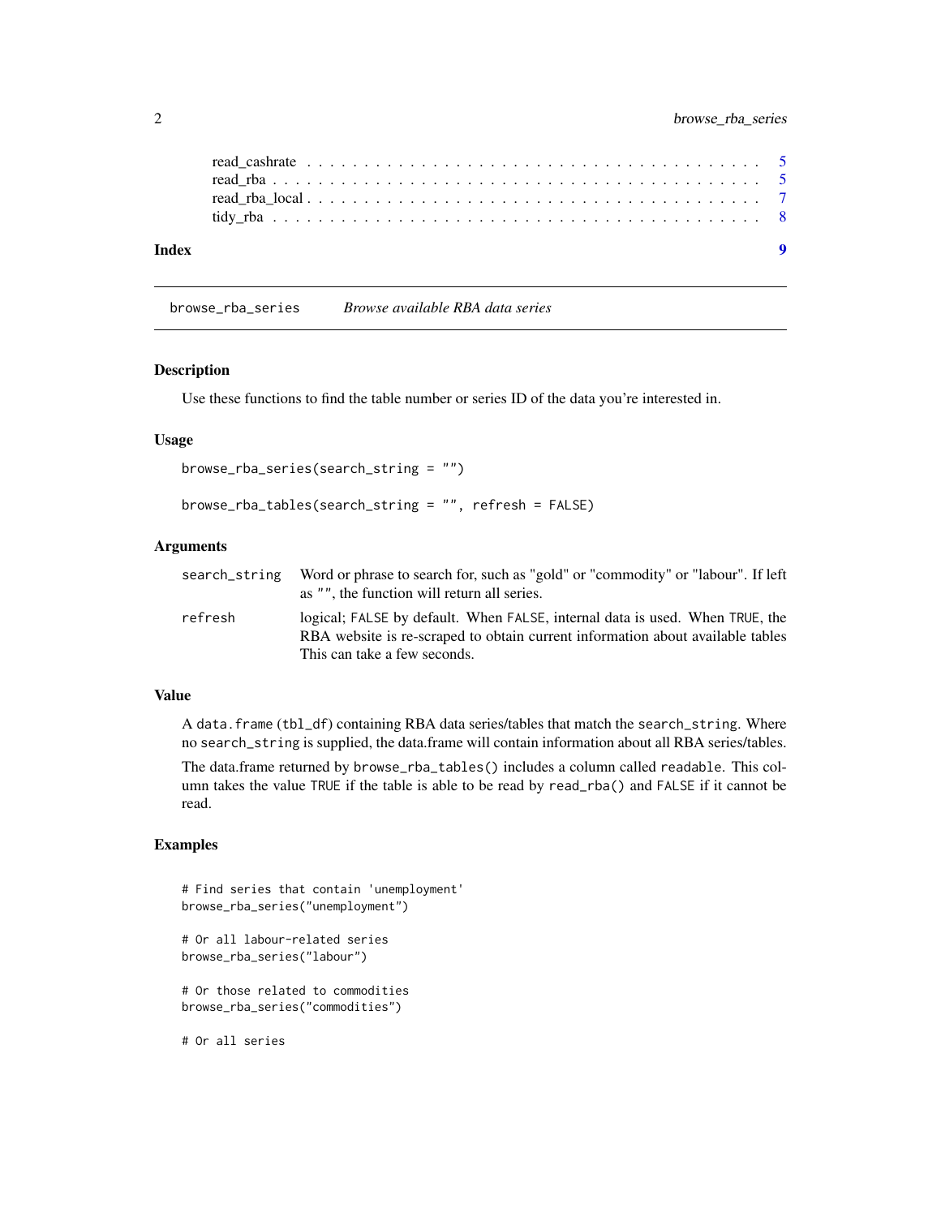read_cashrate . . . . . . . . . . . . . . . . . . . . . . . . . . . . . . . . . . . . . . . . 5
read_rba . . . . . . . . . . . . . . . . . . . . . . . . . . . . . . . . . . . . . . . . . . 5
read_rba_local . . . . . . . . . . . . . . . . . . . . . . . . . . . . . . . . . . . . . . . 7
tidy_rba . . . . . . . . . . . . . . . . . . . . . . . . . . . . . . . . . . . . . . . . . . 8

**Index** **9**

---

`browse_rba_series` *Browse available RBA data series*

---

## Description

Use these functions to find the table number or series ID of the data you're interested in.

## Usage

```
browse_rba_series(search_string = "")

browse_rba_tables(search_string = "", refresh = FALSE)
```

## Arguments

| | |
|---|---|
| `search_string` | Word or phrase to search for, such as "gold" or "commodity" or "labour". If left as `""`, the function will return all series. |
| `refresh` | logical; `FALSE` by default. When `FALSE`, internal data is used. When `TRUE`, the RBA website is re-scraped to obtain current information about available tables This can take a few seconds. |

## Value

A `data.frame` (`tbl_df`) containing RBA data series/tables that match the `search_string`. Where no `search_string` is supplied, the data.frame will contain information about all RBA series/tables.

The data.frame returned by `browse_rba_tables()` includes a column called `readable`. This column takes the value `TRUE` if the table is able to be read by `read_rba()` and `FALSE` if it cannot be read.

## Examples

```
# Find series that contain 'unemployment'
browse_rba_series("unemployment")

# Or all labour-related series
browse_rba_series("labour")

# Or those related to commodities
browse_rba_series("commodities")

# Or all series
```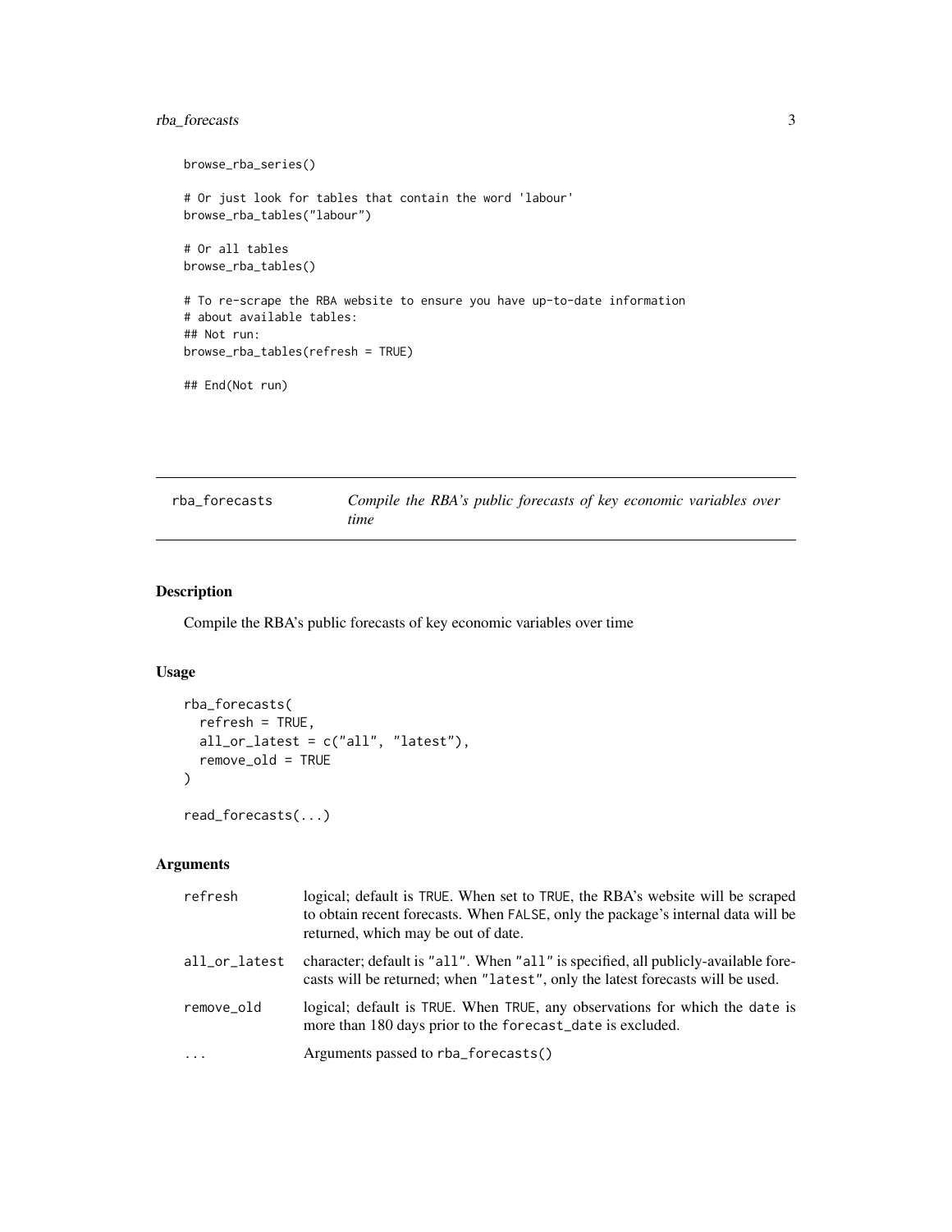```
browse_rba_series()

# Or just look for tables that contain the word 'labour'
browse_rba_tables("labour")

# Or all tables
browse_rba_tables()

# To re-scrape the RBA website to ensure you have up-to-date information
# about available tables:
## Not run:
browse_rba_tables(refresh = TRUE)

## End(Not run)
```

## rba_forecasts — *Compile the RBA's public forecasts of key economic variables over time*

### Description

Compile the RBA's public forecasts of key economic variables over time

### Usage

```
rba_forecasts(
  refresh = TRUE,
  all_or_latest = c("all", "latest"),
  remove_old = TRUE
)

read_forecasts(...)
```

### Arguments

| Argument | Description |
|---|---|
| refresh | logical; default is TRUE. When set to TRUE, the RBA's website will be scraped to obtain recent forecasts. When FALSE, only the package's internal data will be returned, which may be out of date. |
| all_or_latest | character; default is "all". When "all" is specified, all publicly-available forecasts will be returned; when "latest", only the latest forecasts will be used. |
| remove_old | logical; default is TRUE. When TRUE, any observations for which the date is more than 180 days prior to the forecast_date is excluded. |
| ... | Arguments passed to rba_forecasts() |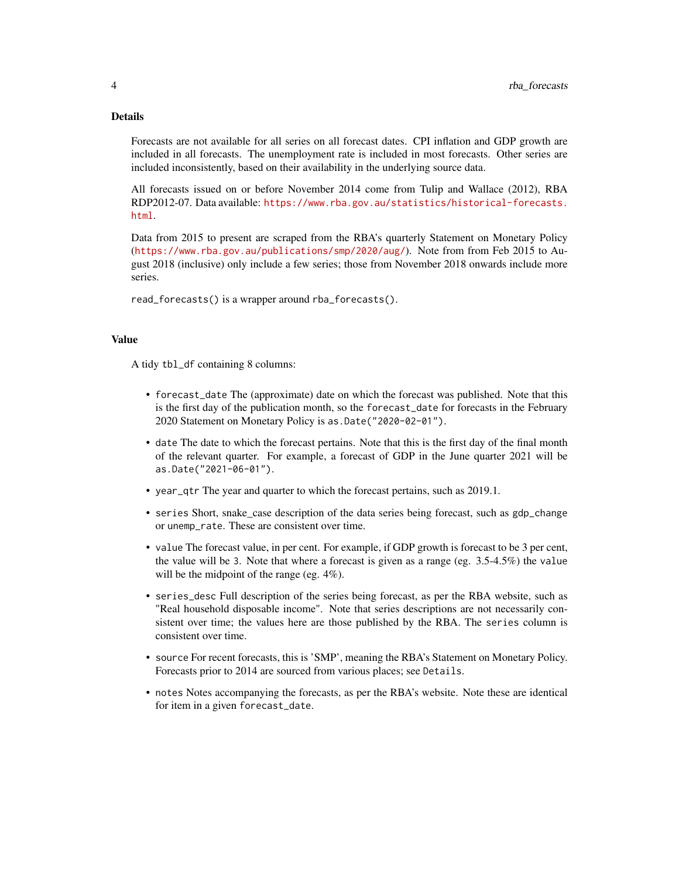## Details

Forecasts are not available for all series on all forecast dates. CPI inflation and GDP growth are included in all forecasts. The unemployment rate is included in most forecasts. Other series are included inconsistently, based on their availability in the underlying source data.

All forecasts issued on or before November 2014 come from Tulip and Wallace (2012), RBA RDP2012-07. Data available: https://www.rba.gov.au/statistics/historical-forecasts.html.

Data from 2015 to present are scraped from the RBA's quarterly Statement on Monetary Policy (https://www.rba.gov.au/publications/smp/2020/aug/). Note from from Feb 2015 to August 2018 (inclusive) only include a few series; those from November 2018 onwards include more series.

`read_forecasts()` is a wrapper around `rba_forecasts()`.

## Value

A tidy `tbl_df` containing 8 columns:

- `forecast_date` The (approximate) date on which the forecast was published. Note that this is the first day of the publication month, so the `forecast_date` for forecasts in the February 2020 Statement on Monetary Policy is `as.Date("2020-02-01")`.
- `date` The date to which the forecast pertains. Note that this is the first day of the final month of the relevant quarter. For example, a forecast of GDP in the June quarter 2021 will be `as.Date("2021-06-01")`.
- `year_qtr` The year and quarter to which the forecast pertains, such as 2019.1.
- `series` Short, snake_case description of the data series being forecast, such as `gdp_change` or `unemp_rate`. These are consistent over time.
- `value` The forecast value, in per cent. For example, if GDP growth is forecast to be 3 per cent, the value will be `3`. Note that where a forecast is given as a range (eg. 3.5-4.5%) the `value` will be the midpoint of the range (eg. 4%).
- `series_desc` Full description of the series being forecast, as per the RBA website, such as "Real household disposable income". Note that series descriptions are not necessarily consistent over time; the values here are those published by the RBA. The `series` column is consistent over time.
- `source` For recent forecasts, this is 'SMP', meaning the RBA's Statement on Monetary Policy. Forecasts prior to 2014 are sourced from various places; see `Details`.
- `notes` Notes accompanying the forecasts, as per the RBA's website. Note these are identical for item in a given `forecast_date`.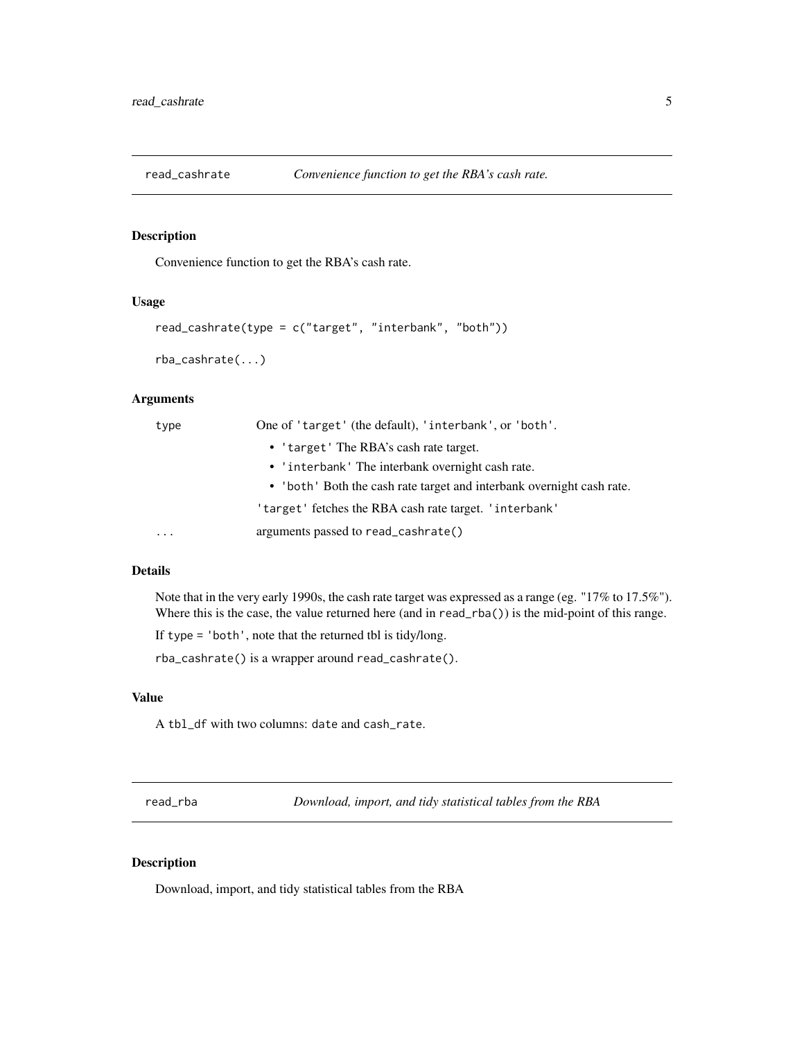## read_cashrate — *Convenience function to get the RBA's cash rate.*

### Description

Convenience function to get the RBA's cash rate.

### Usage

```
read_cashrate(type = c("target", "interbank", "both"))

rba_cashrate(...)
```

### Arguments

| | |
|---|---|
| type | One of 'target' (the default), 'interbank', or 'both'.<br>• 'target' The RBA's cash rate target.<br>• 'interbank' The interbank overnight cash rate.<br>• 'both' Both the cash rate target and interbank overnight cash rate.<br>'target' fetches the RBA cash rate target. 'interbank' |
| ... | arguments passed to read_cashrate() |

### Details

Note that in the very early 1990s, the cash rate target was expressed as a range (eg. "17% to 17.5%"). Where this is the case, the value returned here (and in read_rba()) is the mid-point of this range.

If type = 'both', note that the returned tbl is tidy/long.

rba_cashrate() is a wrapper around read_cashrate().

### Value

A tbl_df with two columns: date and cash_rate.

## read_rba — *Download, import, and tidy statistical tables from the RBA*

### Description

Download, import, and tidy statistical tables from the RBA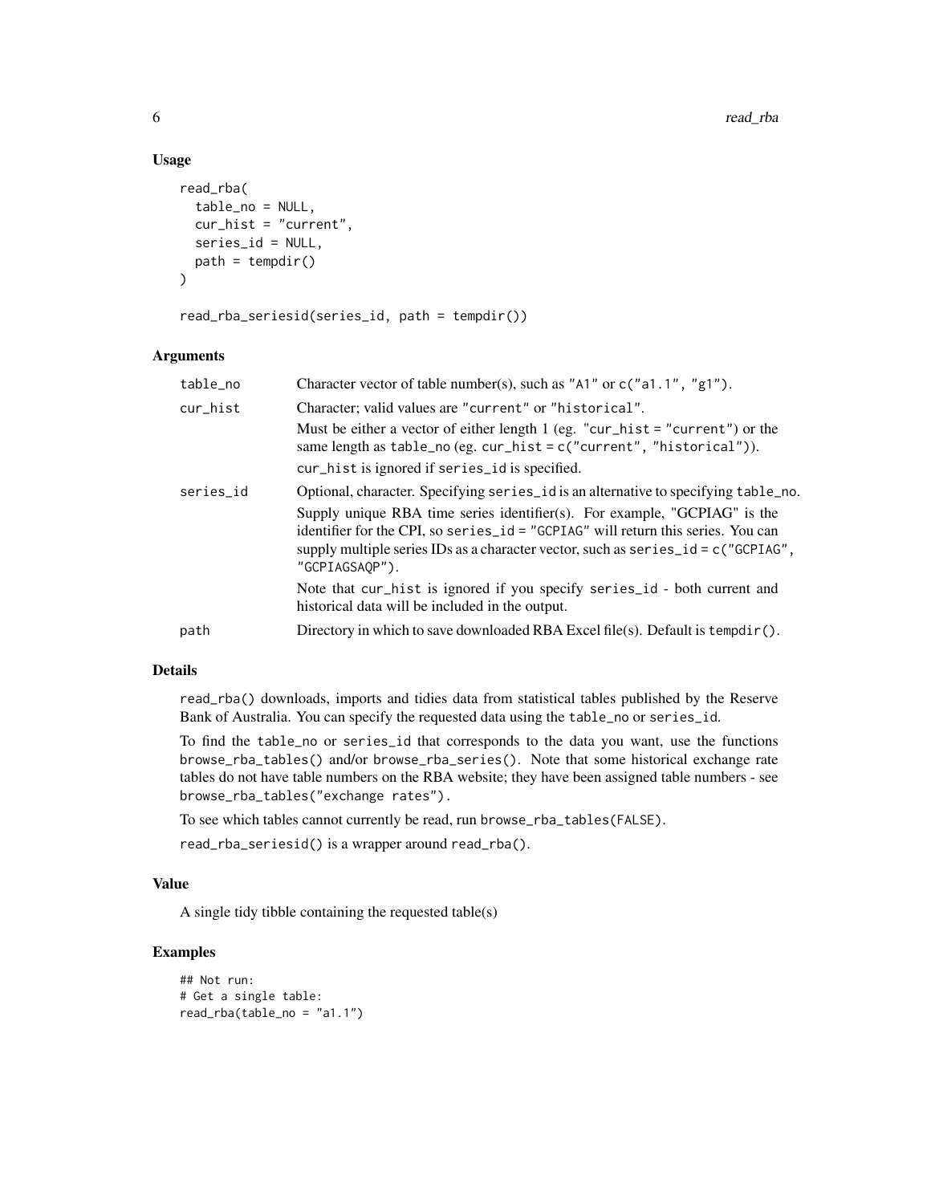## Usage

```
read_rba(
  table_no = NULL,
  cur_hist = "current",
  series_id = NULL,
  path = tempdir()
)

read_rba_seriesid(series_id, path = tempdir())
```

## Arguments

| | |
|---|---|
| table_no | Character vector of table number(s), such as "A1" or c("a1.1", "g1"). |
| cur_hist | Character; valid values are "current" or "historical".<br>Must be either a vector of either length 1 (eg. "cur_hist = "current") or the same length as table_no (eg. cur_hist = c("current", "historical")).<br>cur_hist is ignored if series_id is specified. |
| series_id | Optional, character. Specifying series_id is an alternative to specifying table_no.<br>Supply unique RBA time series identifier(s). For example, "GCPIAG" is the identifier for the CPI, so series_id = "GCPIAG" will return this series. You can supply multiple series IDs as a character vector, such as series_id = c("GCPIAG", "GCPIAGSAQP").<br>Note that cur_hist is ignored if you specify series_id - both current and historical data will be included in the output. |
| path | Directory in which to save downloaded RBA Excel file(s). Default is tempdir(). |

## Details

read_rba() downloads, imports and tidies data from statistical tables published by the Reserve Bank of Australia. You can specify the requested data using the table_no or series_id.

To find the table_no or series_id that corresponds to the data you want, use the functions browse_rba_tables() and/or browse_rba_series(). Note that some historical exchange rate tables do not have table numbers on the RBA website; they have been assigned table numbers - see browse_rba_tables("exchange rates").

To see which tables cannot currently be read, run browse_rba_tables(FALSE).

read_rba_seriesid() is a wrapper around read_rba().

## Value

A single tidy tibble containing the requested table(s)

## Examples

```
## Not run:
# Get a single table:
read_rba(table_no = "a1.1")
```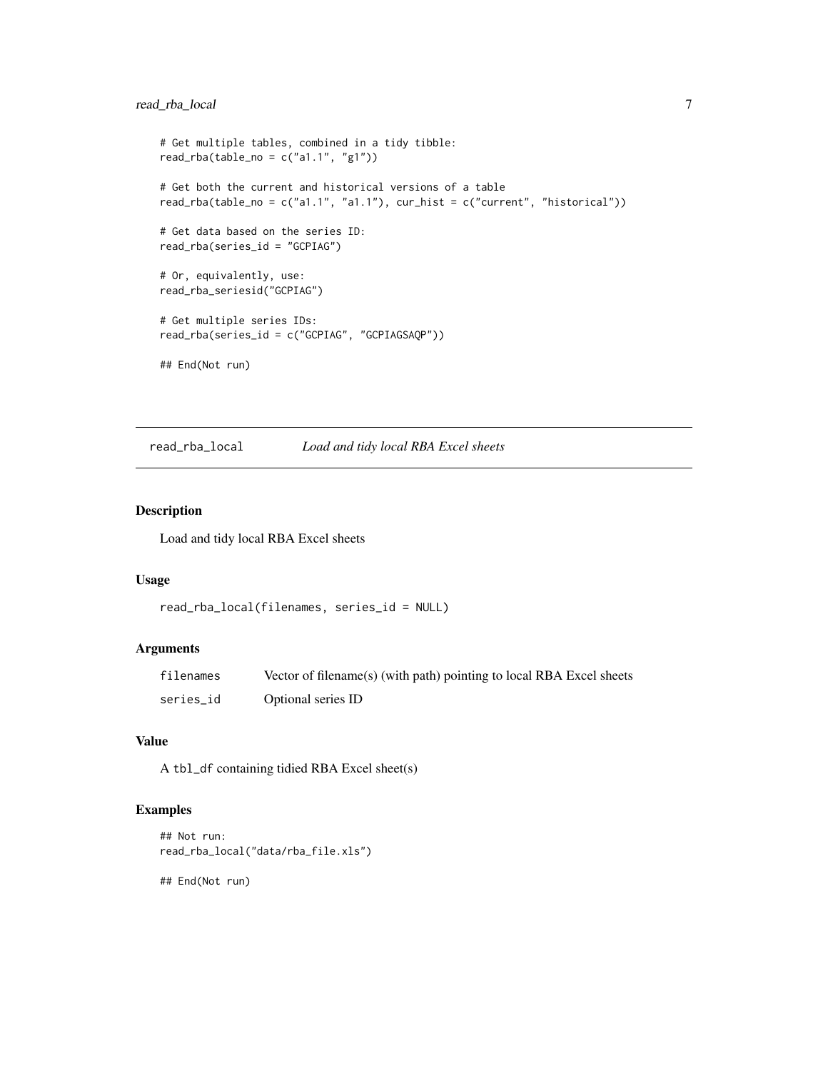```
# Get multiple tables, combined in a tidy tibble:
read_rba(table_no = c("a1.1", "g1"))

# Get both the current and historical versions of a table
read_rba(table_no = c("a1.1", "a1.1"), cur_hist = c("current", "historical"))

# Get data based on the series ID:
read_rba(series_id = "GCPIAG")

# Or, equivalently, use:
read_rba_seriesid("GCPIAG")

# Get multiple series IDs:
read_rba(series_id = c("GCPIAG", "GCPIAGSAQP"))

## End(Not run)
```

## read_rba_local *Load and tidy local RBA Excel sheets*

### Description

Load and tidy local RBA Excel sheets

### Usage

```
read_rba_local(filenames, series_id = NULL)
```

### Arguments

| | |
|---|---|
| filenames | Vector of filename(s) (with path) pointing to local RBA Excel sheets |
| series_id | Optional series ID |

### Value

A tbl_df containing tidied RBA Excel sheet(s)

### Examples

```
## Not run:
read_rba_local("data/rba_file.xls")

## End(Not run)
```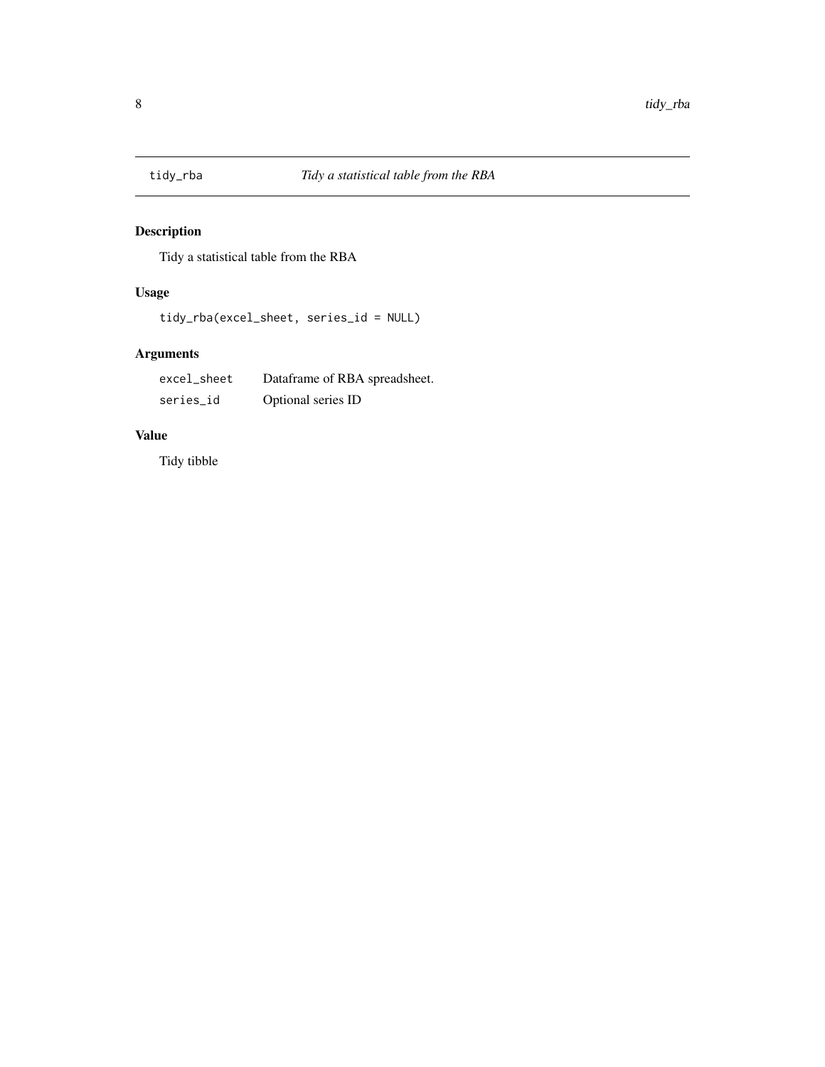# tidy_rba — *Tidy a statistical table from the RBA*

## Description

Tidy a statistical table from the RBA

## Usage

```
tidy_rba(excel_sheet, series_id = NULL)
```

## Arguments

| | |
|---|---|
| excel_sheet | Dataframe of RBA spreadsheet. |
| series_id | Optional series ID |

## Value

Tidy tibble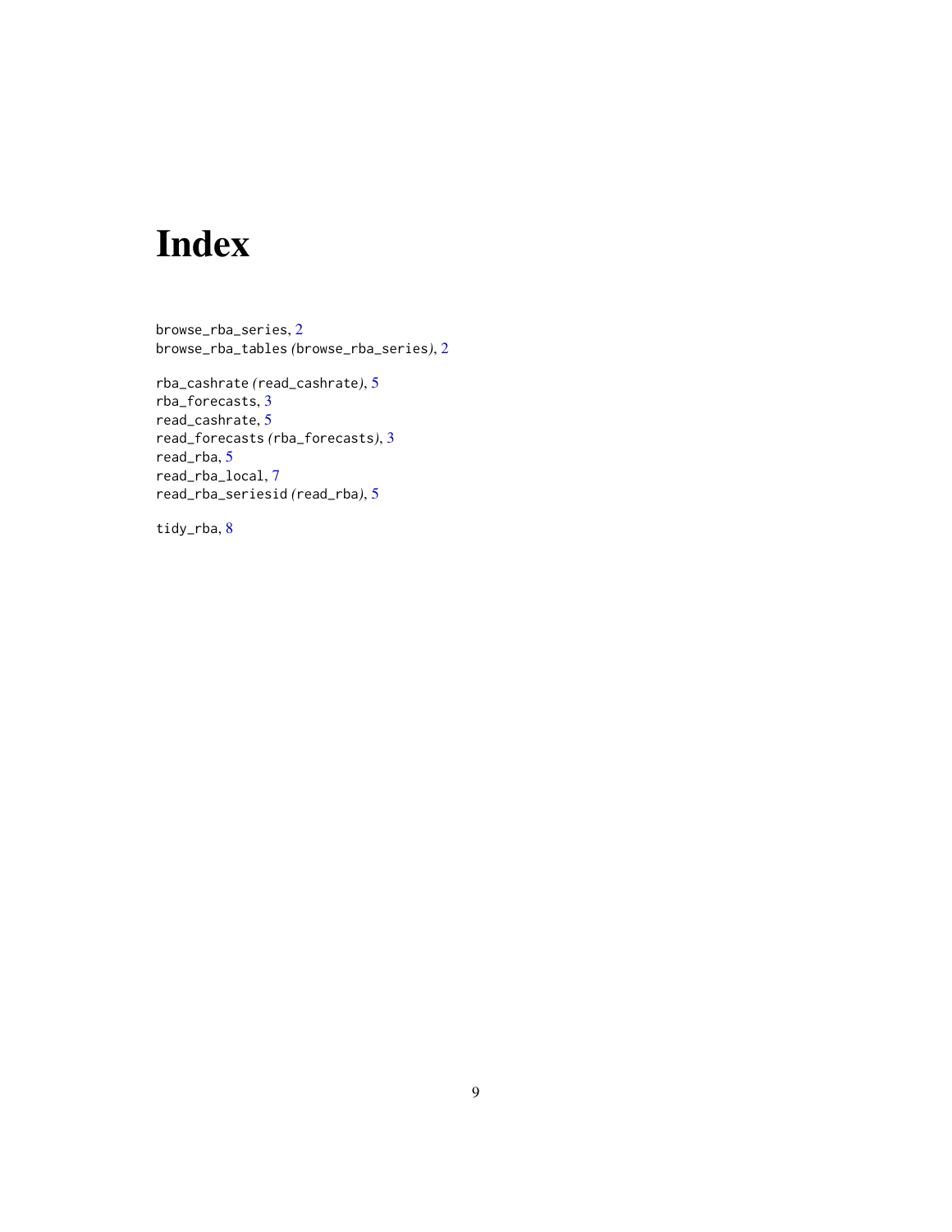# Index

browse_rba_series, 2
browse_rba_tables (browse_rba_series), 2

rba_cashrate (read_cashrate), 5
rba_forecasts, 3
read_cashrate, 5
read_forecasts (rba_forecasts), 3
read_rba, 5
read_rba_local, 7
read_rba_seriesid (read_rba), 5

tidy_rba, 8